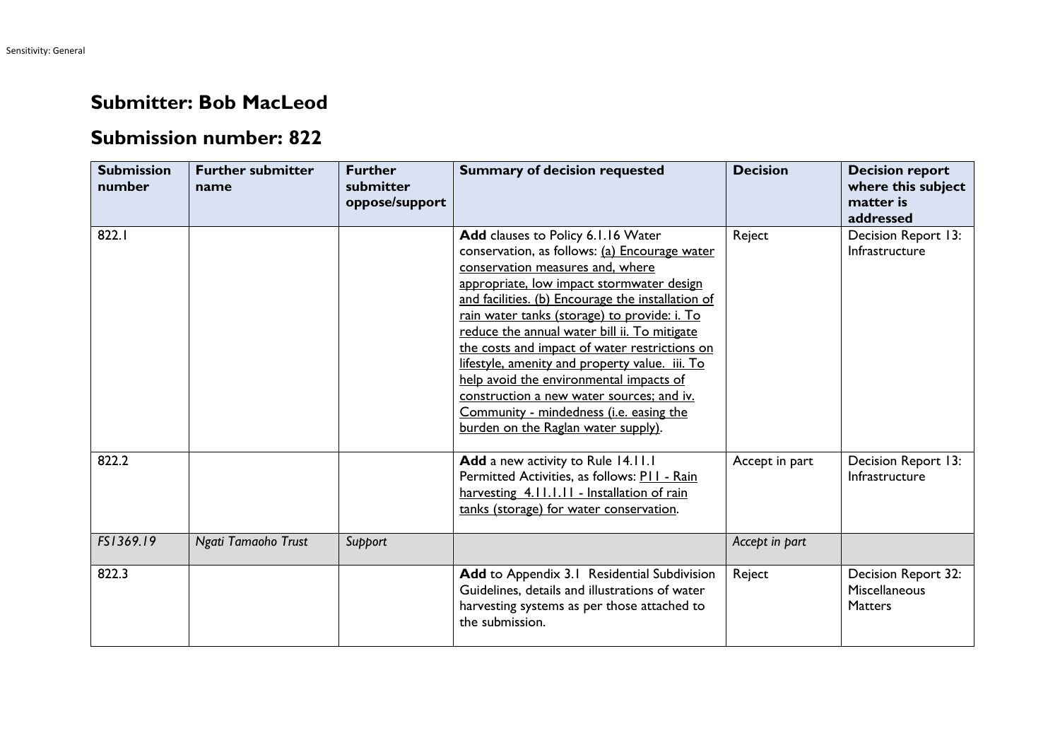# Submitter: Bob MacLeod

## Submission number: 822

| Submission number | Further submitter name | Further submitter oppose/support | Summary of decision requested | Decision | Decision report where this subject matter is addressed |
|---|---|---|---|---|---|
| 822.1 | | | **Add** clauses to Policy 6.1.16 Water conservation, as follows: <u>(a) Encourage water conservation measures and, where appropriate, low impact stormwater design and facilities. (b) Encourage the installation of rain water tanks (storage) to provide: i. To reduce the annual water bill ii. To mitigate the costs and impact of water restrictions on lifestyle, amenity and property value. iii. To help avoid the environmental impacts of construction a new water sources; and iv. Community - mindedness (i.e. easing the burden on the Raglan water supply)</u>. | Reject | Decision Report 13: Infrastructure |
| 822.2 | | | **Add** a new activity to Rule 14.11.1 Permitted Activities, as follows: <u>P11 - Rain harvesting 4.11.1.11 - Installation of rain tanks (storage) for water conservation</u>. | Accept in part | Decision Report 13: Infrastructure |
| *FS1369.19* | *Ngati Tamaoho Trust* | *Support* | | *Accept in part* | |
| 822.3 | | | **Add** to Appendix 3.1 Residential Subdivision Guidelines, details and illustrations of water harvesting systems as per those attached to the submission. | Reject | Decision Report 32: Miscellaneous Matters |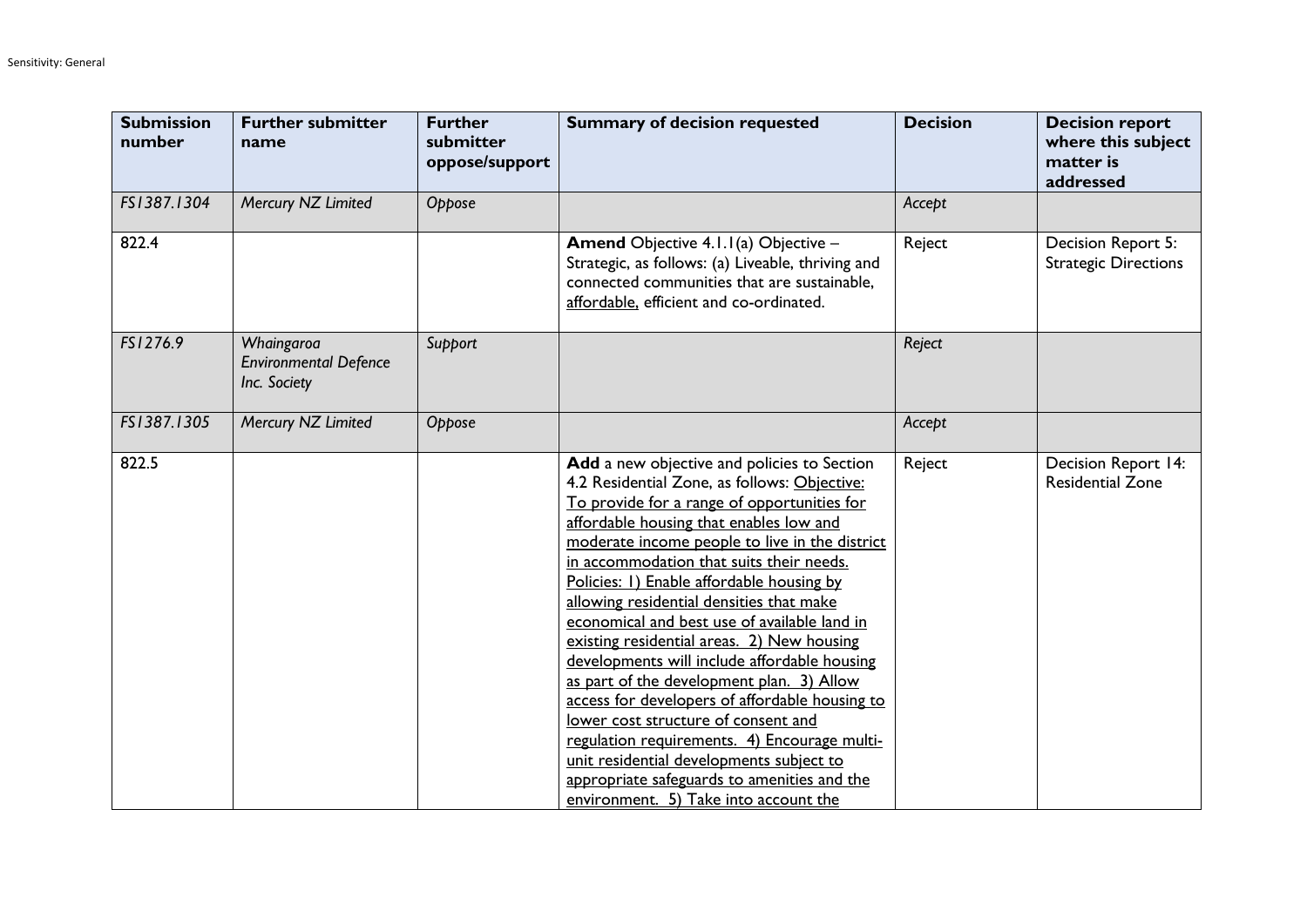| Submission number | Further submitter name | Further submitter oppose/support | Summary of decision requested | Decision | Decision report where this subject matter is addressed |
|---|---|---|---|---|---|
| *FS1387.1304* | *Mercury NZ Limited* | *Oppose* | | *Accept* | |
| 822.4 | | | **Amend** Objective 4.1.1(a) Objective – Strategic, as follows: (a) Liveable, thriving and connected communities that are sustainable, <u>affordable,</u> efficient and co-ordinated. | Reject | Decision Report 5: Strategic Directions |
| *FS1276.9* | *Whaingaroa Environmental Defence Inc. Society* | *Support* | | *Reject* | |
| *FS1387.1305* | *Mercury NZ Limited* | *Oppose* | | *Accept* | |
| 822.5 | | | **Add** a new objective and policies to Section 4.2 Residential Zone, as follows: <u>Objective: To provide for a range of opportunities for affordable housing that enables low and moderate income people to live in the district in accommodation that suits their needs. Policies: 1) Enable affordable housing by allowing residential densities that make economical and best use of available land in existing residential areas. 2) New housing developments will include affordable housing as part of the development plan. 3) Allow access for developers of affordable housing to lower cost structure of consent and regulation requirements. 4) Encourage multi-unit residential developments subject to appropriate safeguards to amenities and the environment. 5) Take into account the</u> | Reject | Decision Report 14: Residential Zone |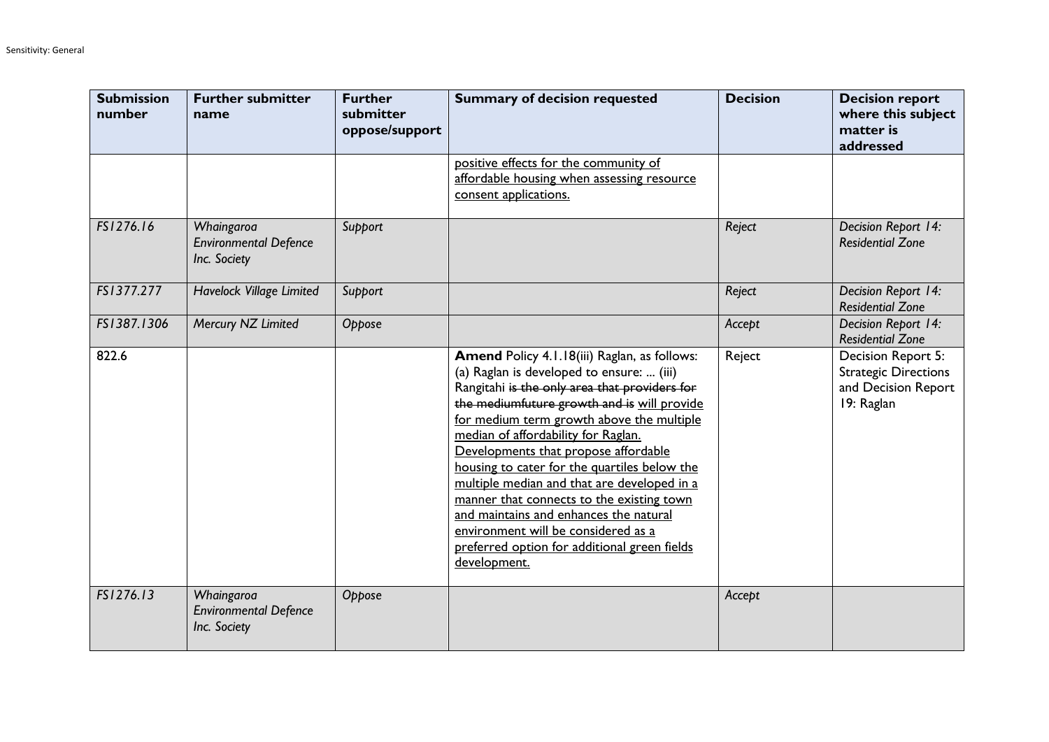| Submission number | Further submitter name | Further submitter oppose/support | Summary of decision requested | Decision | Decision report where this subject matter is addressed |
|---|---|---|---|---|---|
| | | | <u>positive effects for the community of affordable housing when assessing resource consent applications.</u> | | |
| *FS1276.16* | *Whaingaroa Environmental Defence Inc. Society* | *Support* | | *Reject* | *Decision Report 14: Residential Zone* |
| *FS1377.277* | *Havelock Village Limited* | *Support* | | *Reject* | *Decision Report 14: Residential Zone* |
| *FS1387.1306* | *Mercury NZ Limited* | *Oppose* | | *Accept* | *Decision Report 14: Residential Zone* |
| 822.6 | | | **Amend** Policy 4.1.18(iii) Raglan, as follows: (a) Raglan is developed to ensure: ... (iii) Rangitahi ~~is the only area that providers for the mediumfuture growth and is~~ <u>will provide for medium term growth above the multiple median of affordability for Raglan. Developments that propose affordable housing to cater for the quartiles below the multiple median and that are developed in a manner that connects to the existing town and maintains and enhances the natural environment will be considered as a preferred option for additional green fields development.</u> | Reject | Decision Report 5: Strategic Directions and Decision Report 19: Raglan |
| *FS1276.13* | *Whaingaroa Environmental Defence Inc. Society* | *Oppose* | | *Accept* | |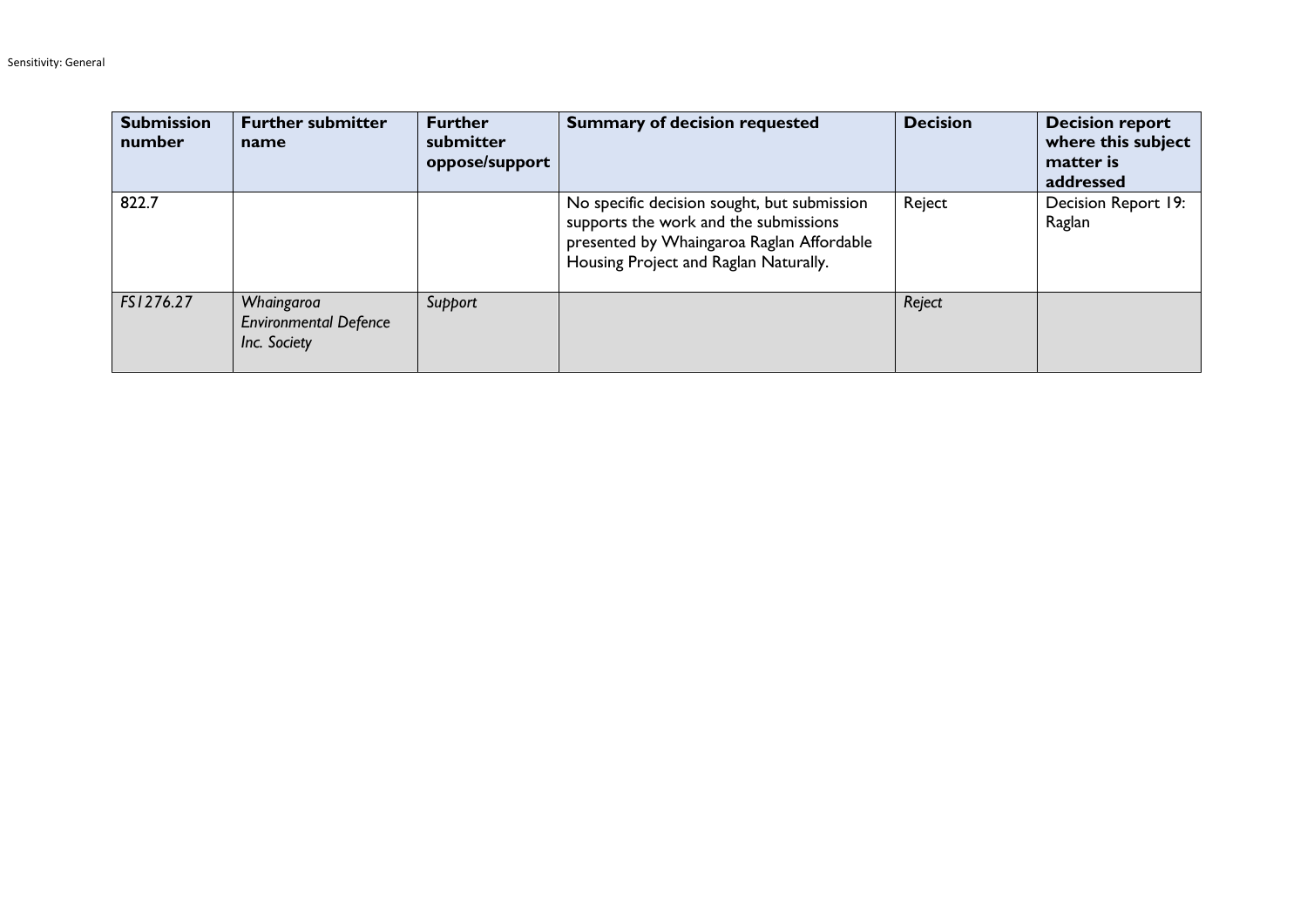| Submission number | Further submitter name | Further submitter oppose/support | Summary of decision requested | Decision | Decision report where this subject matter is addressed |
|---|---|---|---|---|---|
| 822.7 | | | No specific decision sought, but submission supports the work and the submissions presented by Whaingaroa Raglan Affordable Housing Project and Raglan Naturally. | Reject | Decision Report 19: Raglan |
| *FS1276.27* | *Whaingaroa Environmental Defence Inc. Society* | *Support* | | *Reject* | |